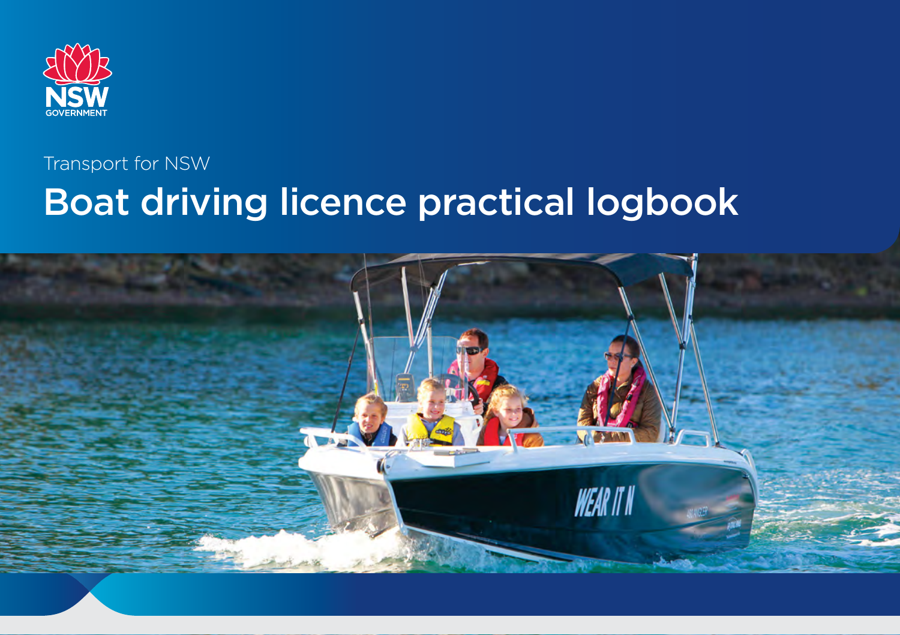NSW GOVERNMENT

Transport for NSW

# Boat driving licence practical logbook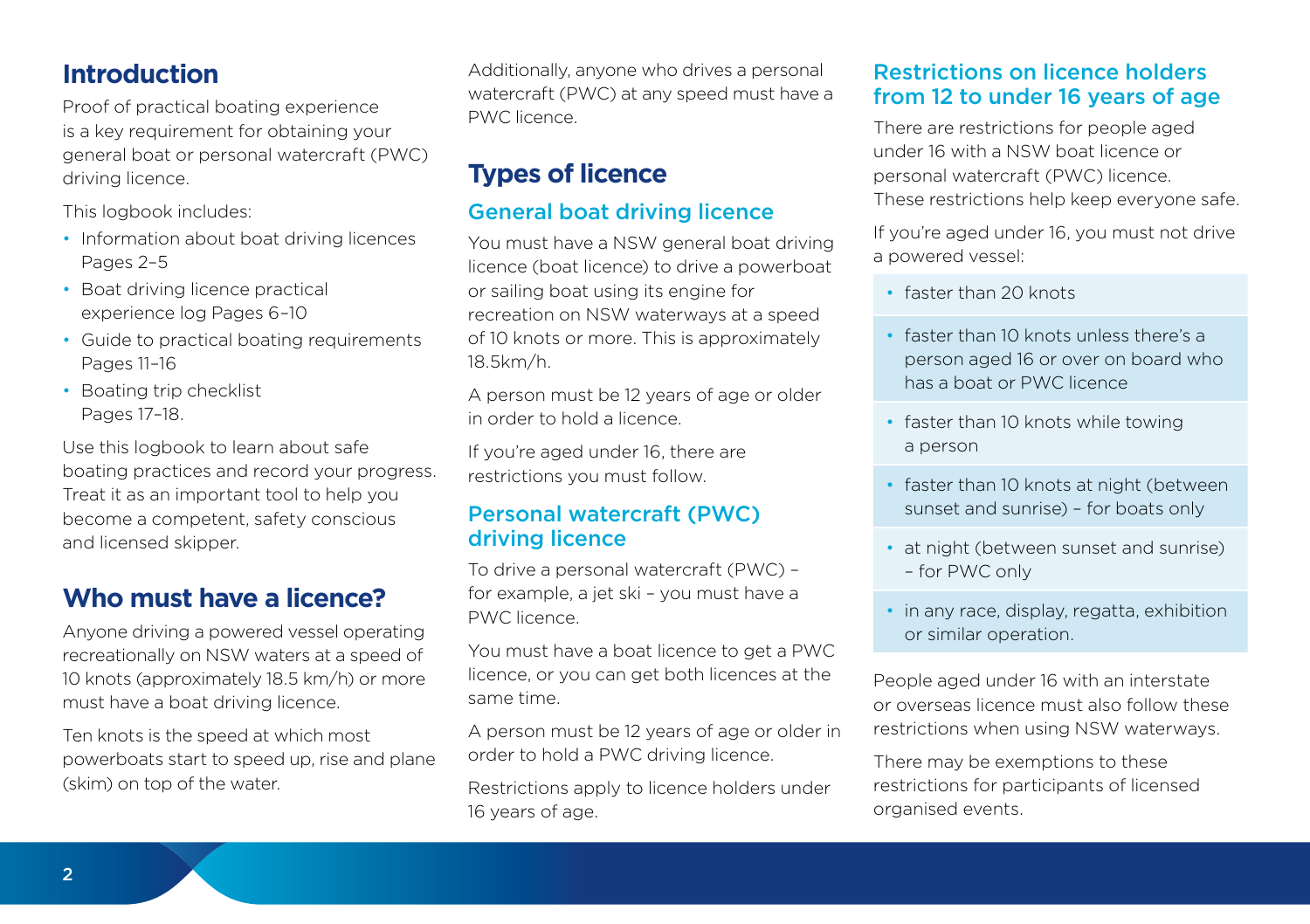## Introduction

Proof of practical boating experience is a key requirement for obtaining your general boat or personal watercraft (PWC) driving licence.

This logbook includes:

- Information about boat driving licences Pages 2–5
- Boat driving licence practical experience log Pages 6–10
- Guide to practical boating requirements Pages 11–16
- Boating trip checklist Pages 17–18.

Use this logbook to learn about safe boating practices and record your progress. Treat it as an important tool to help you become a competent, safety conscious and licensed skipper.

## Who must have a licence?

Anyone driving a powered vessel operating recreationally on NSW waters at a speed of 10 knots (approximately 18.5 km/h) or more must have a boat driving licence.

Ten knots is the speed at which most powerboats start to speed up, rise and plane (skim) on top of the water.

Additionally, anyone who drives a personal watercraft (PWC) at any speed must have a PWC licence.

## Types of licence

### General boat driving licence

You must have a NSW general boat driving licence (boat licence) to drive a powerboat or sailing boat using its engine for recreation on NSW waterways at a speed of 10 knots or more. This is approximately 18.5km/h.

A person must be 12 years of age or older in order to hold a licence.

If you're aged under 16, there are restrictions you must follow.

### Personal watercraft (PWC) driving licence

To drive a personal watercraft (PWC) – for example, a jet ski – you must have a PWC licence.

You must have a boat licence to get a PWC licence, or you can get both licences at the same time.

A person must be 12 years of age or older in order to hold a PWC driving licence.

Restrictions apply to licence holders under 16 years of age.

### Restrictions on licence holders from 12 to under 16 years of age

There are restrictions for people aged under 16 with a NSW boat licence or personal watercraft (PWC) licence. These restrictions help keep everyone safe.

If you're aged under 16, you must not drive a powered vessel:

- faster than 20 knots
- faster than 10 knots unless there's a person aged 16 or over on board who has a boat or PWC licence
- faster than 10 knots while towing a person
- faster than 10 knots at night (between sunset and sunrise) – for boats only
- at night (between sunset and sunrise) – for PWC only
- in any race, display, regatta, exhibition or similar operation.

People aged under 16 with an interstate or overseas licence must also follow these restrictions when using NSW waterways.

There may be exemptions to these restrictions for participants of licensed organised events.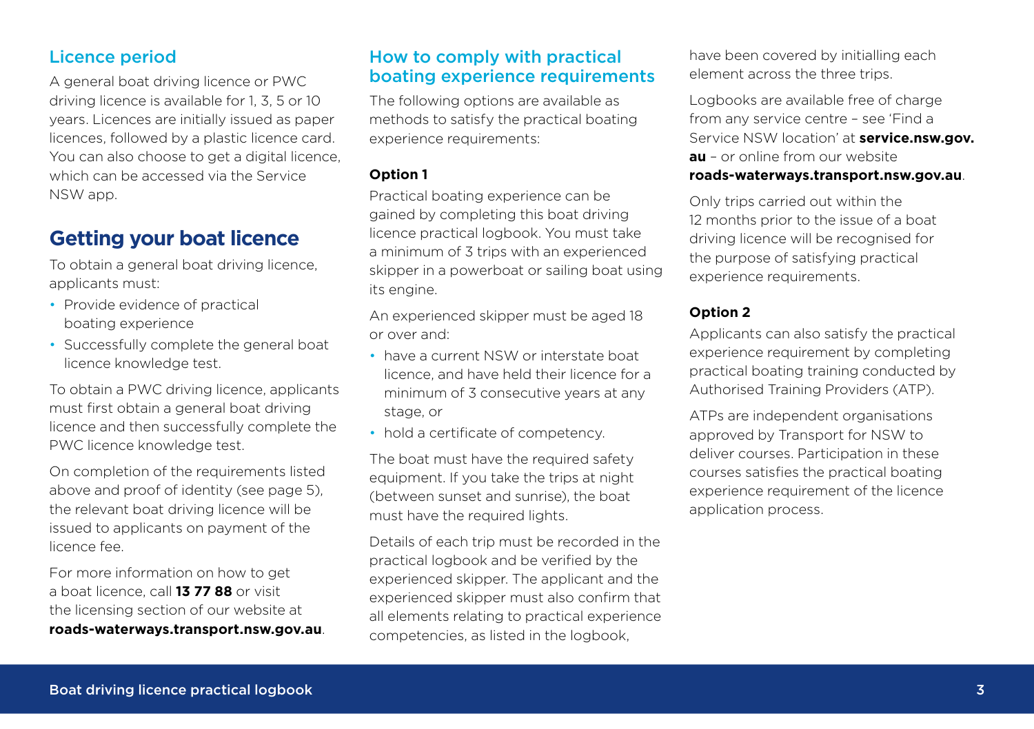## Licence period

A general boat driving licence or PWC driving licence is available for 1, 3, 5 or 10 years. Licences are initially issued as paper licences, followed by a plastic licence card. You can also choose to get a digital licence, which can be accessed via the Service NSW app.

# Getting your boat licence

To obtain a general boat driving licence, applicants must:

- Provide evidence of practical boating experience
- Successfully complete the general boat licence knowledge test.

To obtain a PWC driving licence, applicants must first obtain a general boat driving licence and then successfully complete the PWC licence knowledge test.

On completion of the requirements listed above and proof of identity (see page 5), the relevant boat driving licence will be issued to applicants on payment of the licence fee.

For more information on how to get a boat licence, call **13 77 88** or visit the licensing section of our website at **roads-waterways.transport.nsw.gov.au**.

## How to comply with practical boating experience requirements

The following options are available as methods to satisfy the practical boating experience requirements:

### Option 1

Practical boating experience can be gained by completing this boat driving licence practical logbook. You must take a minimum of 3 trips with an experienced skipper in a powerboat or sailing boat using its engine.

An experienced skipper must be aged 18 or over and:

- have a current NSW or interstate boat licence, and have held their licence for a minimum of 3 consecutive years at any stage, or
- hold a certificate of competency.

The boat must have the required safety equipment. If you take the trips at night (between sunset and sunrise), the boat must have the required lights.

Details of each trip must be recorded in the practical logbook and be verified by the experienced skipper. The applicant and the experienced skipper must also confirm that all elements relating to practical experience competencies, as listed in the logbook, have been covered by initialling each element across the three trips.

Logbooks are available free of charge from any service centre – see 'Find a Service NSW location' at **service.nsw.gov.au** – or online from our website **roads-waterways.transport.nsw.gov.au**.

Only trips carried out within the 12 months prior to the issue of a boat driving licence will be recognised for the purpose of satisfying practical experience requirements.

### Option 2

Applicants can also satisfy the practical experience requirement by completing practical boating training conducted by Authorised Training Providers (ATP).

ATPs are independent organisations approved by Transport for NSW to deliver courses. Participation in these courses satisfies the practical boating experience requirement of the licence application process.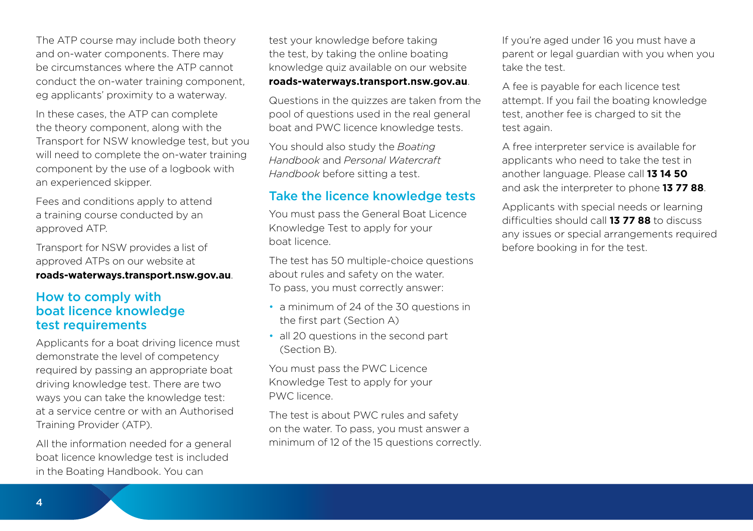The ATP course may include both theory and on-water components. There may be circumstances where the ATP cannot conduct the on-water training component, eg applicants' proximity to a waterway.

In these cases, the ATP can complete the theory component, along with the Transport for NSW knowledge test, but you will need to complete the on-water training component by the use of a logbook with an experienced skipper.

Fees and conditions apply to attend a training course conducted by an approved ATP.

Transport for NSW provides a list of approved ATPs on our website at **roads-waterways.transport.nsw.gov.au**.

## How to comply with boat licence knowledge test requirements

Applicants for a boat driving licence must demonstrate the level of competency required by passing an appropriate boat driving knowledge test. There are two ways you can take the knowledge test: at a service centre or with an Authorised Training Provider (ATP).

All the information needed for a general boat licence knowledge test is included in the Boating Handbook. You can test your knowledge before taking the test, by taking the online boating knowledge quiz available on our website **roads-waterways.transport.nsw.gov.au**.

Questions in the quizzes are taken from the pool of questions used in the real general boat and PWC licence knowledge tests.

You should also study the *Boating Handbook* and *Personal Watercraft Handbook* before sitting a test.

## Take the licence knowledge tests

You must pass the General Boat Licence Knowledge Test to apply for your boat licence.

The test has 50 multiple-choice questions about rules and safety on the water. To pass, you must correctly answer:

- a minimum of 24 of the 30 questions in the first part (Section A)
- all 20 questions in the second part (Section B).

You must pass the PWC Licence Knowledge Test to apply for your PWC licence.

The test is about PWC rules and safety on the water. To pass, you must answer a minimum of 12 of the 15 questions correctly.

If you're aged under 16 you must have a parent or legal guardian with you when you take the test.

A fee is payable for each licence test attempt. If you fail the boating knowledge test, another fee is charged to sit the test again.

A free interpreter service is available for applicants who need to take the test in another language. Please call **13 14 50** and ask the interpreter to phone **13 77 88**.

Applicants with special needs or learning difficulties should call **13 77 88** to discuss any issues or special arrangements required before booking in for the test.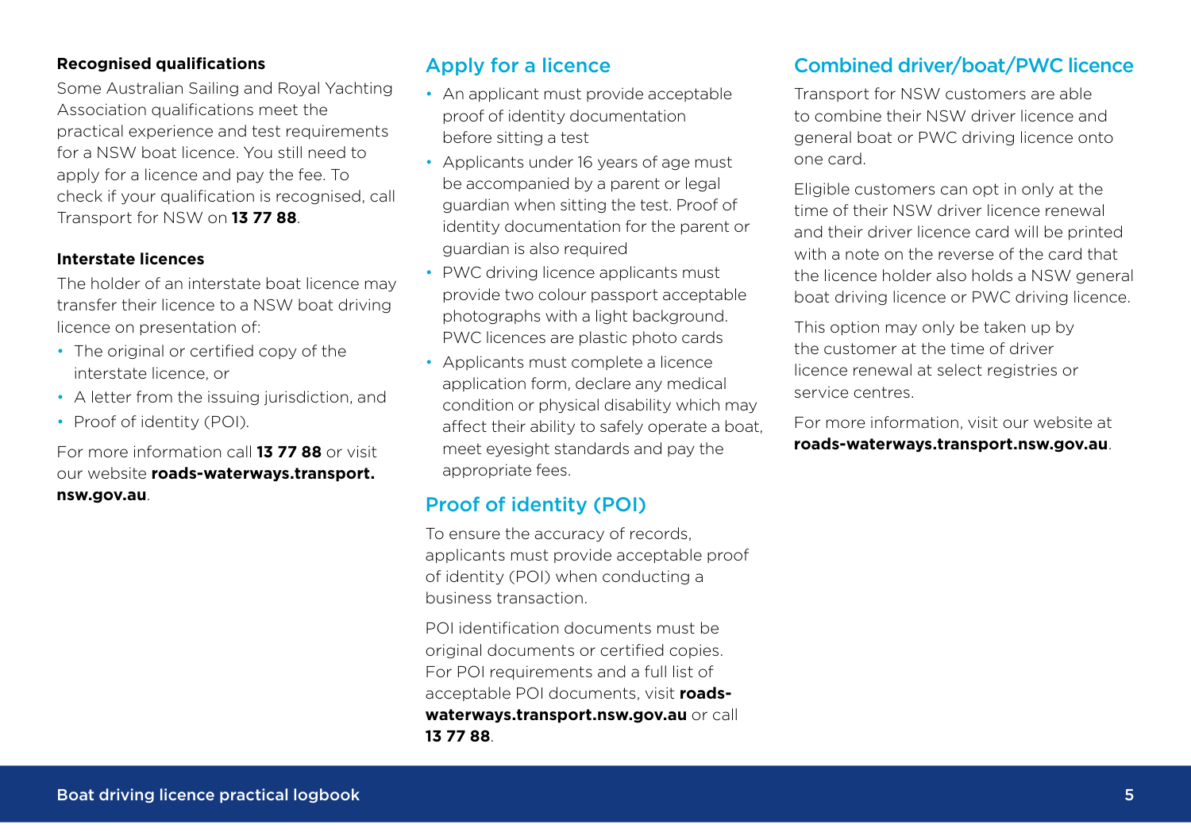### Recognised qualifications

Some Australian Sailing and Royal Yachting Association qualifications meet the practical experience and test requirements for a NSW boat licence. You still need to apply for a licence and pay the fee. To check if your qualification is recognised, call Transport for NSW on **13 77 88**.

### Interstate licences

The holder of an interstate boat licence may transfer their licence to a NSW boat driving licence on presentation of:

- The original or certified copy of the interstate licence, or
- A letter from the issuing jurisdiction, and
- Proof of identity (POI).

For more information call **13 77 88** or visit our website **roads-waterways.transport.nsw.gov.au**.

## Apply for a licence

- An applicant must provide acceptable proof of identity documentation before sitting a test
- Applicants under 16 years of age must be accompanied by a parent or legal guardian when sitting the test. Proof of identity documentation for the parent or guardian is also required
- PWC driving licence applicants must provide two colour passport acceptable photographs with a light background. PWC licences are plastic photo cards
- Applicants must complete a licence application form, declare any medical condition or physical disability which may affect their ability to safely operate a boat, meet eyesight standards and pay the appropriate fees.

## Proof of identity (POI)

To ensure the accuracy of records, applicants must provide acceptable proof of identity (POI) when conducting a business transaction.

POI identification documents must be original documents or certified copies. For POI requirements and a full list of acceptable POI documents, visit **roads-waterways.transport.nsw.gov.au** or call **13 77 88**.

## Combined driver/boat/PWC licence

Transport for NSW customers are able to combine their NSW driver licence and general boat or PWC driving licence onto one card.

Eligible customers can opt in only at the time of their NSW driver licence renewal and their driver licence card will be printed with a note on the reverse of the card that the licence holder also holds a NSW general boat driving licence or PWC driving licence.

This option may only be taken up by the customer at the time of driver licence renewal at select registries or service centres.

For more information, visit our website at **roads-waterways.transport.nsw.gov.au**.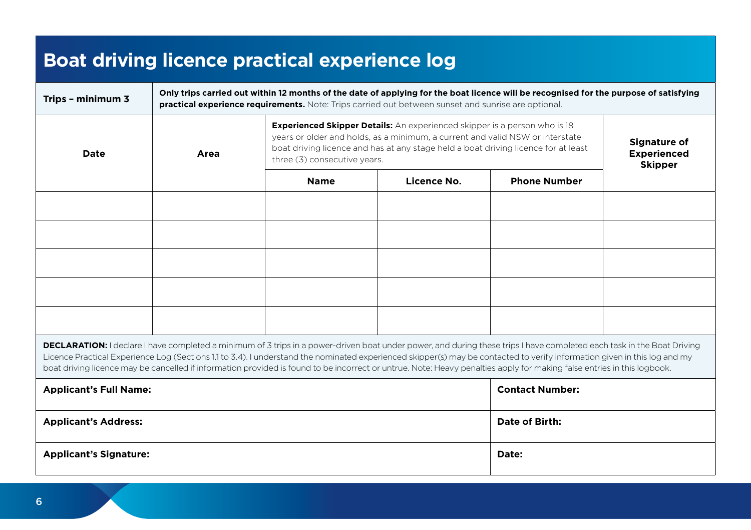# Boat driving licence practical experience log

| Trips – minimum 3 | **Only trips carried out within 12 months of the date of applying for the boat licence will be recognised for the purpose of satisfying practical experience requirements.** Note: Trips carried out between sunset and sunrise are optional. | | | | |
|---|---|---|---|---|---|
| **Date** | **Area** | **Experienced Skipper Details:** An experienced skipper is a person who is 18 years or older and holds, as a minimum, a current and valid NSW or interstate boat driving licence and has at any stage held a boat driving licence for at least three (3) consecutive years. | | | **Signature of Experienced Skipper** |
| | | **Name** | **Licence No.** | **Phone Number** | |
| | | | | | |
| | | | | | |
| | | | | | |
| | | | | | |
| | | | | | |

**DECLARATION:** I declare I have completed a minimum of 3 trips in a power-driven boat under power, and during these trips I have completed each task in the Boat Driving Licence Practical Experience Log (Sections 1.1 to 3.4). I understand the nominated experienced skipper(s) may be contacted to verify information given in this log and my boat driving licence may be cancelled if information provided is found to be incorrect or untrue. Note: Heavy penalties apply for making false entries in this logbook.

| | |
|---|---|
| **Applicant's Full Name:** | **Contact Number:** |
| **Applicant's Address:** | **Date of Birth:** |
| **Applicant's Signature:** | **Date:** |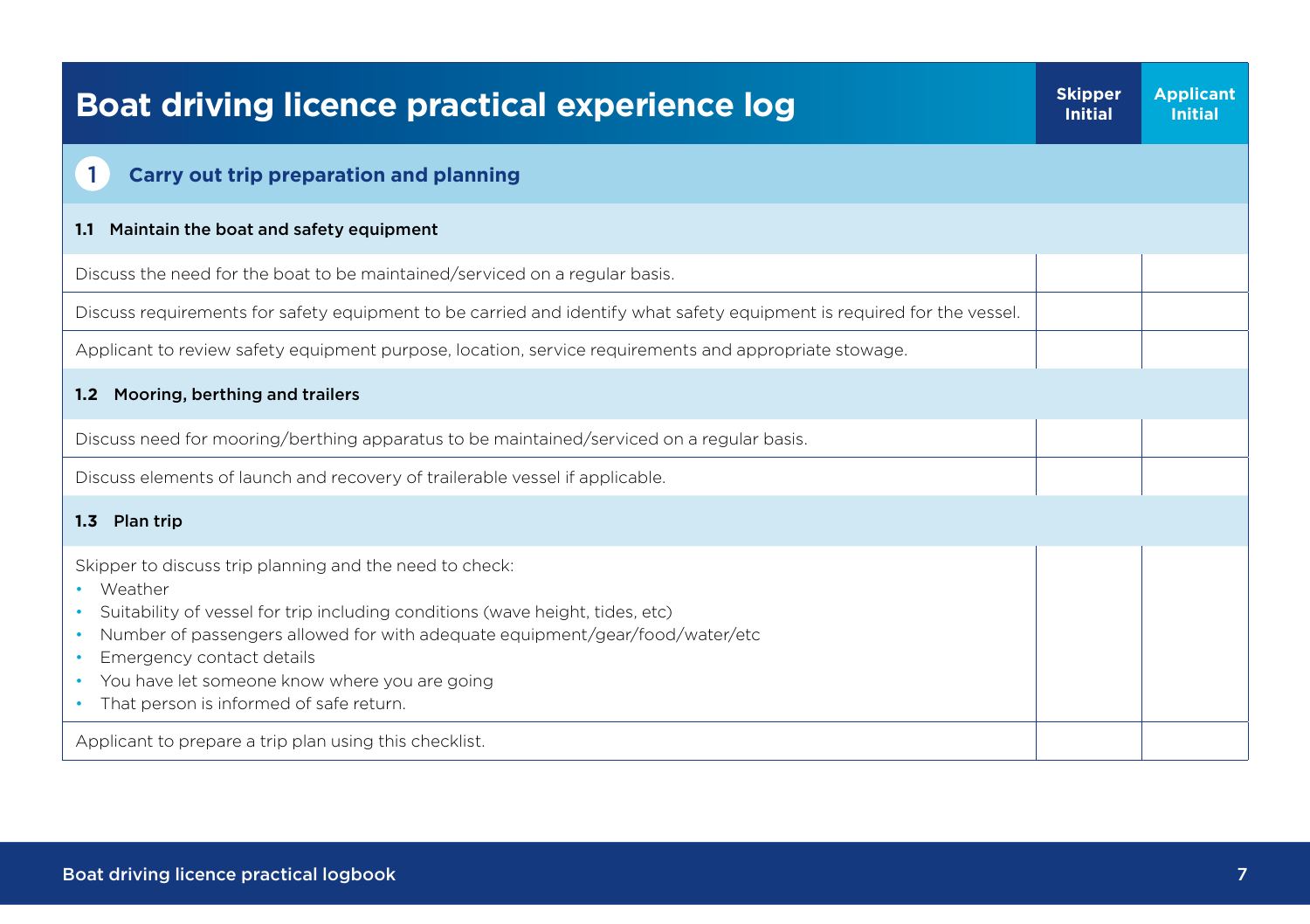# Boat driving licence practical experience log

| | Skipper Initial | Applicant Initial |
|---|---|---|
| **1 Carry out trip preparation and planning** | | |
| **1.1 Maintain the boat and safety equipment** | | |
| Discuss the need for the boat to be maintained/serviced on a regular basis. | | |
| Discuss requirements for safety equipment to be carried and identify what safety equipment is required for the vessel. | | |
| Applicant to review safety equipment purpose, location, service requirements and appropriate stowage. | | |
| **1.2 Mooring, berthing and trailers** | | |
| Discuss need for mooring/berthing apparatus to be maintained/serviced on a regular basis. | | |
| Discuss elements of launch and recovery of trailerable vessel if applicable. | | |
| **1.3 Plan trip** | | |
| Skipper to discuss trip planning and the need to check:<br>• Weather<br>• Suitability of vessel for trip including conditions (wave height, tides, etc)<br>• Number of passengers allowed for with adequate equipment/gear/food/water/etc<br>• Emergency contact details<br>• You have let someone know where you are going<br>• That person is informed of safe return. | | |
| Applicant to prepare a trip plan using this checklist. | | |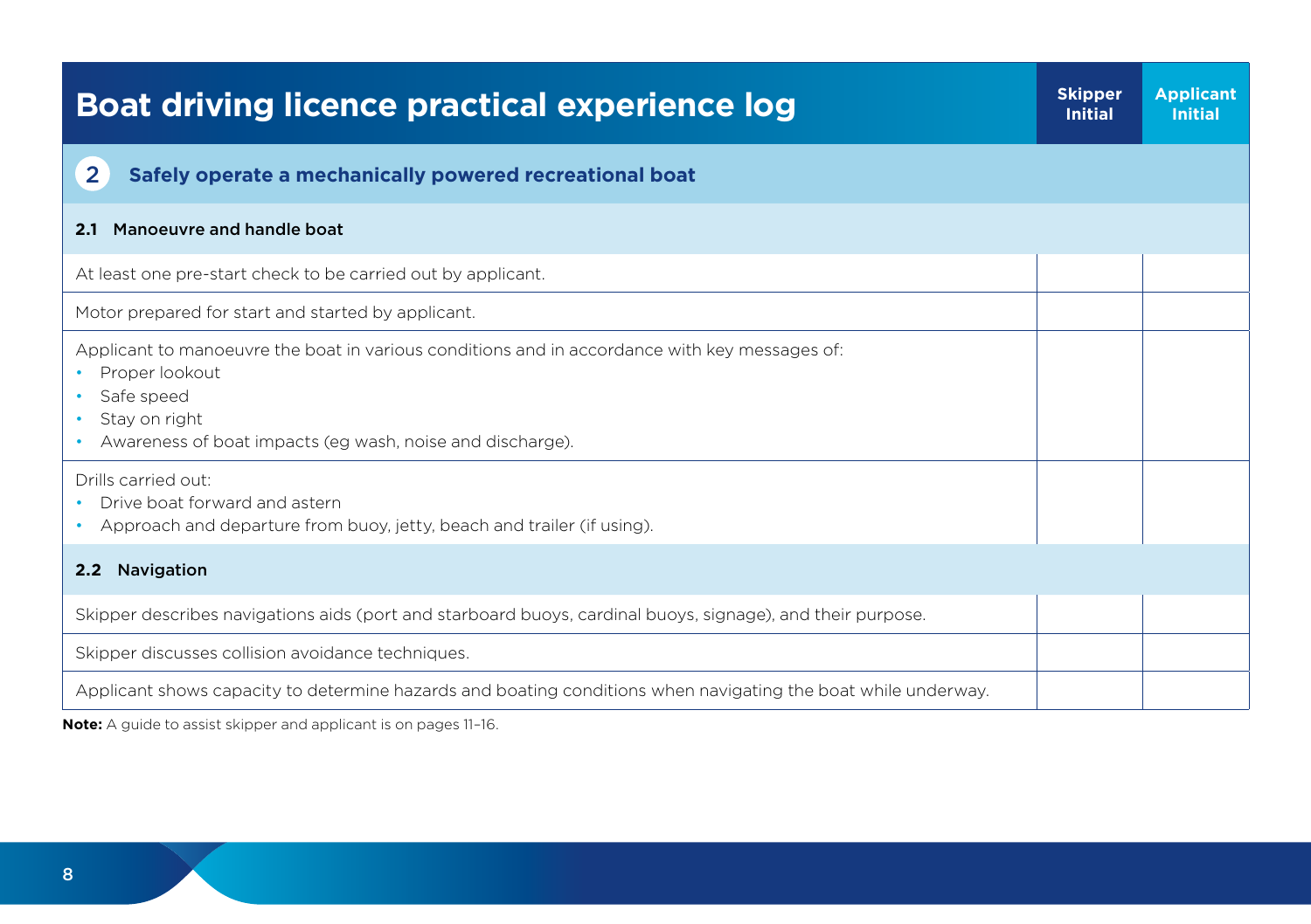# Boat driving licence practical experience log

## 2 Safely operate a mechanically powered recreational boat

| | Skipper Initial | Applicant Initial |
|---|---|---|
| **2.1 Manoeuvre and handle boat** | | |
| At least one pre-start check to be carried out by applicant. | | |
| Motor prepared for start and started by applicant. | | |
| Applicant to manoeuvre the boat in various conditions and in accordance with key messages of:<br>• Proper lookout<br>• Safe speed<br>• Stay on right<br>• Awareness of boat impacts (eg wash, noise and discharge). | | |
| Drills carried out:<br>• Drive boat forward and astern<br>• Approach and departure from buoy, jetty, beach and trailer (if using). | | |
| **2.2 Navigation** | | |
| Skipper describes navigations aids (port and starboard buoys, cardinal buoys, signage), and their purpose. | | |
| Skipper discusses collision avoidance techniques. | | |
| Applicant shows capacity to determine hazards and boating conditions when navigating the boat while underway. | | |

**Note:** A guide to assist skipper and applicant is on pages 11–16.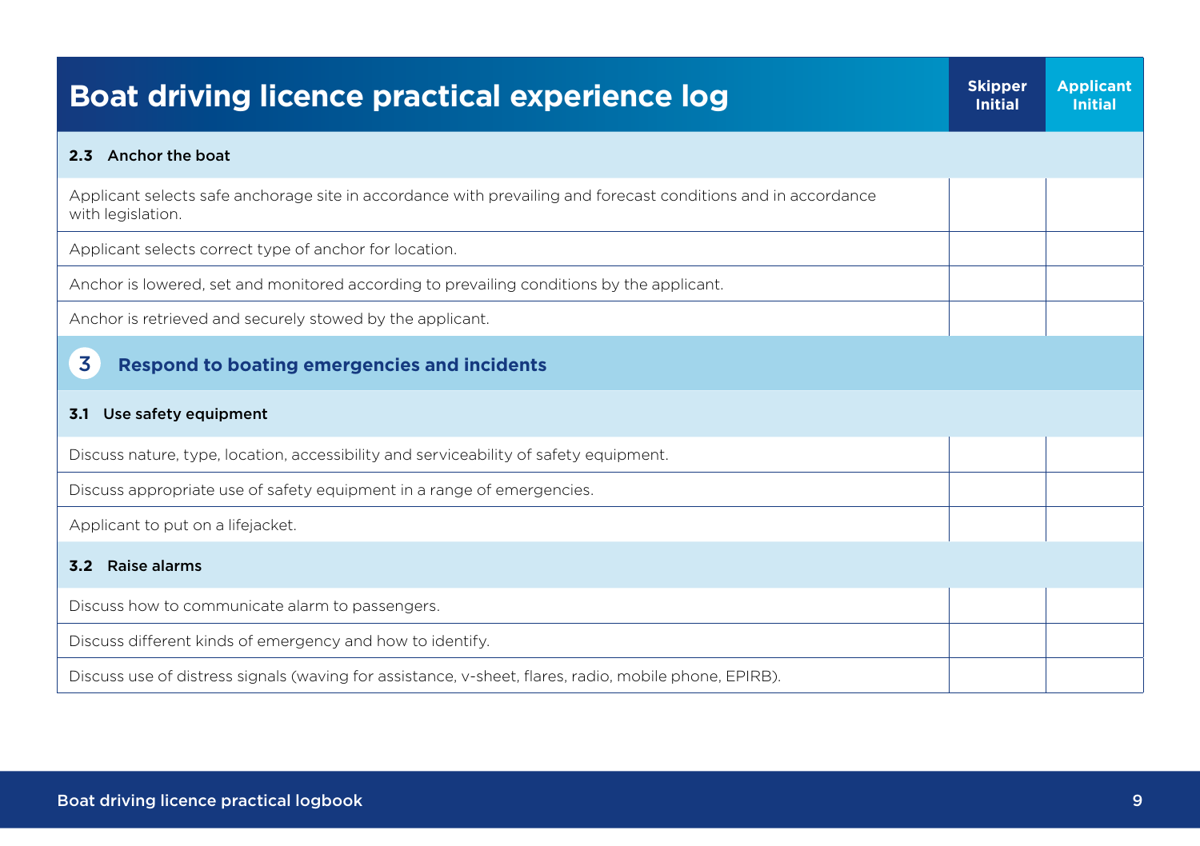| Boat driving licence practical experience log | Skipper Initial | Applicant Initial |
|---|---|---|
| **2.3 Anchor the boat** | | |
| Applicant selects safe anchorage site in accordance with prevailing and forecast conditions and in accordance with legislation. | | |
| Applicant selects correct type of anchor for location. | | |
| Anchor is lowered, set and monitored according to prevailing conditions by the applicant. | | |
| Anchor is retrieved and securely stowed by the applicant. | | |
| **3 Respond to boating emergencies and incidents** | | |
| **3.1 Use safety equipment** | | |
| Discuss nature, type, location, accessibility and serviceability of safety equipment. | | |
| Discuss appropriate use of safety equipment in a range of emergencies. | | |
| Applicant to put on a lifejacket. | | |
| **3.2 Raise alarms** | | |
| Discuss how to communicate alarm to passengers. | | |
| Discuss different kinds of emergency and how to identify. | | |
| Discuss use of distress signals (waving for assistance, v-sheet, flares, radio, mobile phone, EPIRB). | | |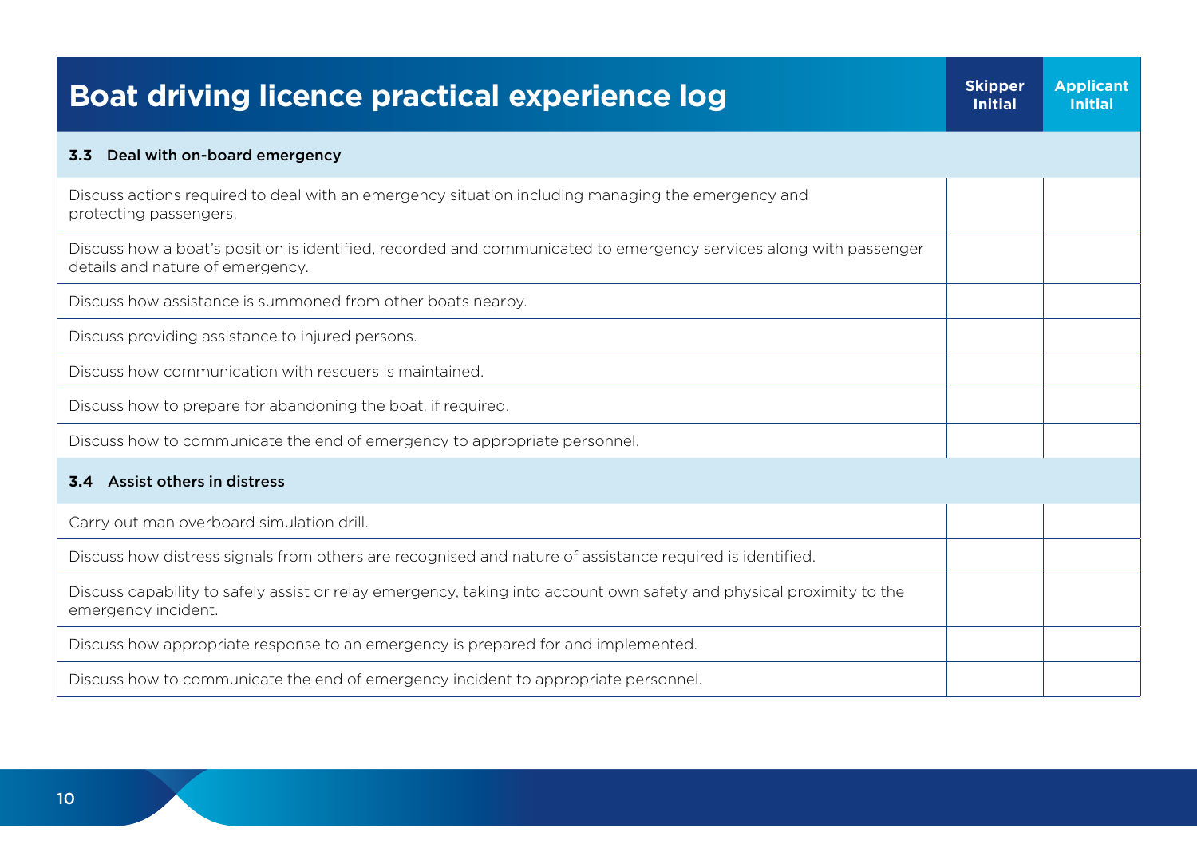| Boat driving licence practical experience log | Skipper Initial | Applicant Initial |
|---|---|---|
| **3.3 Deal with on-board emergency** | | |
| Discuss actions required to deal with an emergency situation including managing the emergency and protecting passengers. | | |
| Discuss how a boat's position is identified, recorded and communicated to emergency services along with passenger details and nature of emergency. | | |
| Discuss how assistance is summoned from other boats nearby. | | |
| Discuss providing assistance to injured persons. | | |
| Discuss how communication with rescuers is maintained. | | |
| Discuss how to prepare for abandoning the boat, if required. | | |
| Discuss how to communicate the end of emergency to appropriate personnel. | | |
| **3.4 Assist others in distress** | | |
| Carry out man overboard simulation drill. | | |
| Discuss how distress signals from others are recognised and nature of assistance required is identified. | | |
| Discuss capability to safely assist or relay emergency, taking into account own safety and physical proximity to the emergency incident. | | |
| Discuss how appropriate response to an emergency is prepared for and implemented. | | |
| Discuss how to communicate the end of emergency incident to appropriate personnel. | | |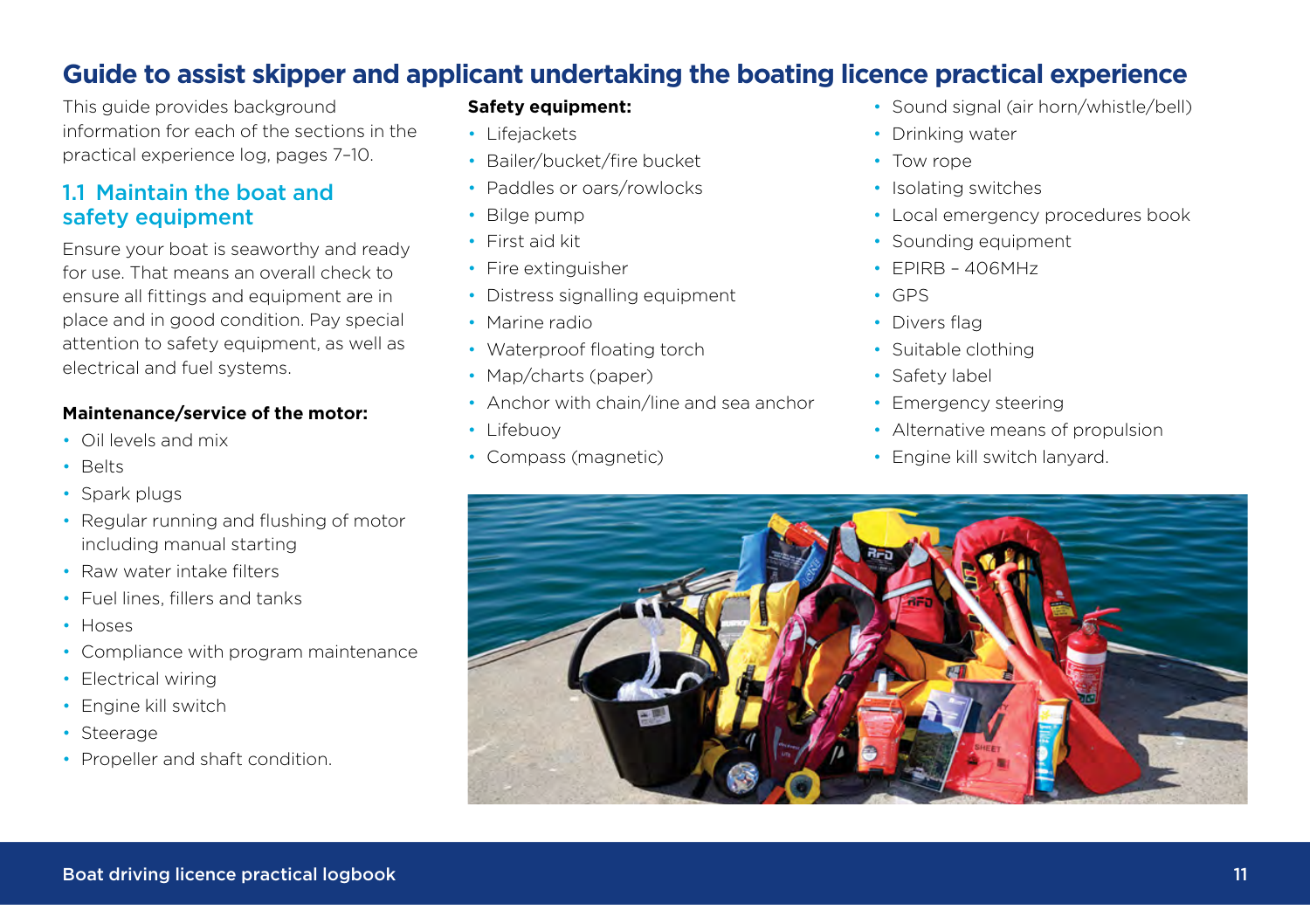# Guide to assist skipper and applicant undertaking the boating licence practical experience

This guide provides background information for each of the sections in the practical experience log, pages 7–10.

## 1.1 Maintain the boat and safety equipment

Ensure your boat is seaworthy and ready for use. That means an overall check to ensure all fittings and equipment are in place and in good condition. Pay special attention to safety equipment, as well as electrical and fuel systems.

**Maintenance/service of the motor:**

- Oil levels and mix
- Belts
- Spark plugs
- Regular running and flushing of motor including manual starting
- Raw water intake filters
- Fuel lines, fillers and tanks
- Hoses
- Compliance with program maintenance
- Electrical wiring
- Engine kill switch
- Steerage
- Propeller and shaft condition.

**Safety equipment:**

- Lifejackets
- Bailer/bucket/fire bucket
- Paddles or oars/rowlocks
- Bilge pump
- First aid kit
- Fire extinguisher
- Distress signalling equipment
- Marine radio
- Waterproof floating torch
- Map/charts (paper)
- Anchor with chain/line and sea anchor
- Lifebuoy
- Compass (magnetic)
- Sound signal (air horn/whistle/bell)
- Drinking water
- Tow rope
- Isolating switches
- Local emergency procedures book
- Sounding equipment
- EPIRB – 406MHz
- GPS
- Divers flag
- Suitable clothing
- Safety label
- Emergency steering
- Alternative means of propulsion
- Engine kill switch lanyard.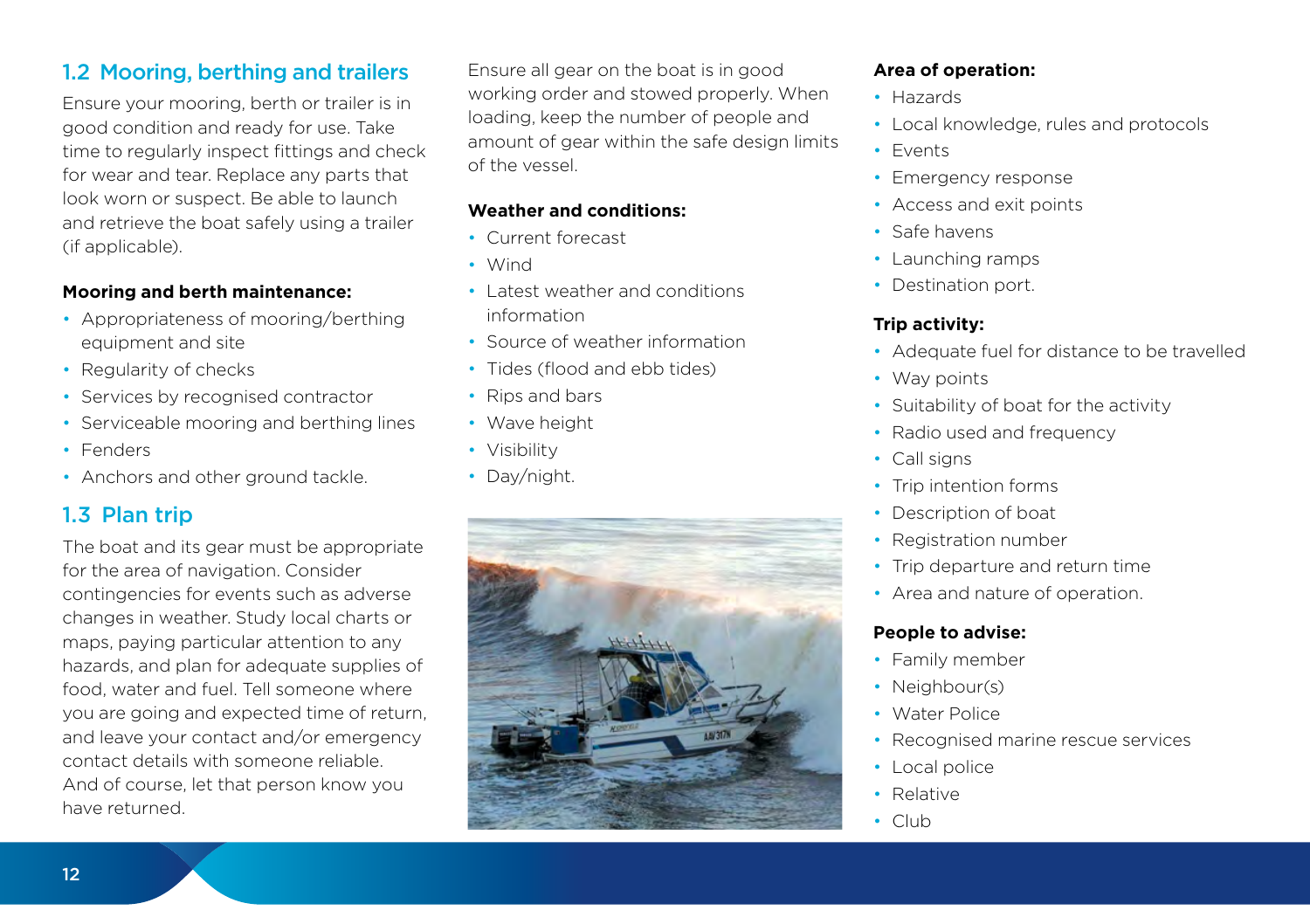## 1.2 Mooring, berthing and trailers

Ensure your mooring, berth or trailer is in good condition and ready for use. Take time to regularly inspect fittings and check for wear and tear. Replace any parts that look worn or suspect. Be able to launch and retrieve the boat safely using a trailer (if applicable).

**Mooring and berth maintenance:**

- Appropriateness of mooring/berthing equipment and site
- Regularity of checks
- Services by recognised contractor
- Serviceable mooring and berthing lines
- Fenders
- Anchors and other ground tackle.

## 1.3 Plan trip

The boat and its gear must be appropriate for the area of navigation. Consider contingencies for events such as adverse changes in weather. Study local charts or maps, paying particular attention to any hazards, and plan for adequate supplies of food, water and fuel. Tell someone where you are going and expected time of return, and leave your contact and/or emergency contact details with someone reliable. And of course, let that person know you have returned.

Ensure all gear on the boat is in good working order and stowed properly. When loading, keep the number of people and amount of gear within the safe design limits of the vessel.

**Weather and conditions:**

- Current forecast
- Wind
- Latest weather and conditions information
- Source of weather information
- Tides (flood and ebb tides)
- Rips and bars
- Wave height
- Visibility
- Day/night.

**Area of operation:**

- Hazards
- Local knowledge, rules and protocols
- Events
- Emergency response
- Access and exit points
- Safe havens
- Launching ramps
- Destination port.

**Trip activity:**

- Adequate fuel for distance to be travelled
- Way points
- Suitability of boat for the activity
- Radio used and frequency
- Call signs
- Trip intention forms
- Description of boat
- Registration number
- Trip departure and return time
- Area and nature of operation.

**People to advise:**

- Family member
- Neighbour(s)
- Water Police
- Recognised marine rescue services
- Local police
- Relative
- Club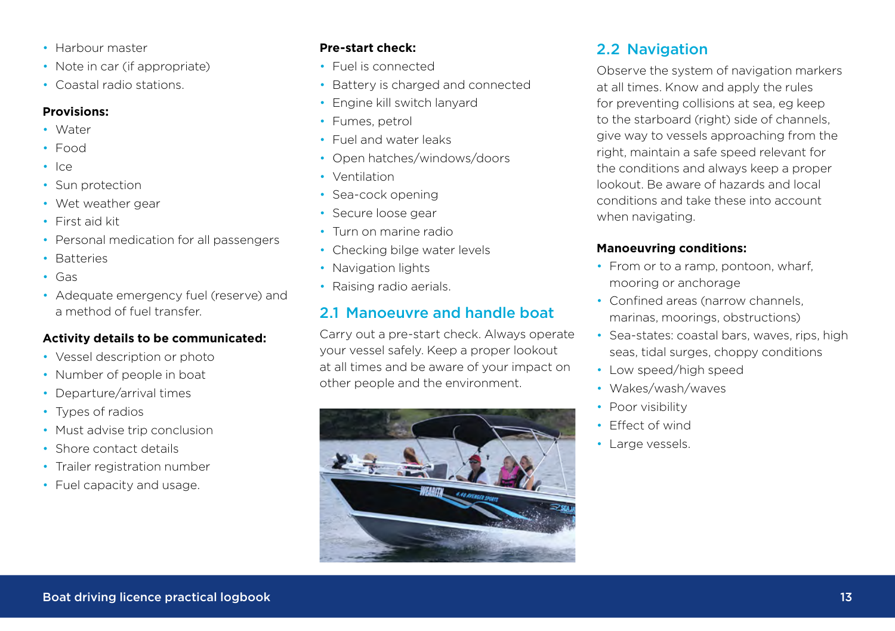- Harbour master
- Note in car (if appropriate)
- Coastal radio stations.

**Provisions:**

- Water
- Food
- Ice
- Sun protection
- Wet weather gear
- First aid kit
- Personal medication for all passengers
- Batteries
- Gas
- Adequate emergency fuel (reserve) and a method of fuel transfer.

**Activity details to be communicated:**

- Vessel description or photo
- Number of people in boat
- Departure/arrival times
- Types of radios
- Must advise trip conclusion
- Shore contact details
- Trailer registration number
- Fuel capacity and usage.

**Pre-start check:**

- Fuel is connected
- Battery is charged and connected
- Engine kill switch lanyard
- Fumes, petrol
- Fuel and water leaks
- Open hatches/windows/doors
- Ventilation
- Sea-cock opening
- Secure loose gear
- Turn on marine radio
- Checking bilge water levels
- Navigation lights
- Raising radio aerials.

## 2.1 Manoeuvre and handle boat

Carry out a pre-start check. Always operate your vessel safely. Keep a proper lookout at all times and be aware of your impact on other people and the environment.

## 2.2 Navigation

Observe the system of navigation markers at all times. Know and apply the rules for preventing collisions at sea, eg keep to the starboard (right) side of channels, give way to vessels approaching from the right, maintain a safe speed relevant for the conditions and always keep a proper lookout. Be aware of hazards and local conditions and take these into account when navigating.

**Manoeuvring conditions:**

- From or to a ramp, pontoon, wharf, mooring or anchorage
- Confined areas (narrow channels, marinas, moorings, obstructions)
- Sea-states: coastal bars, waves, rips, high seas, tidal surges, choppy conditions
- Low speed/high speed
- Wakes/wash/waves
- Poor visibility
- Effect of wind
- Large vessels.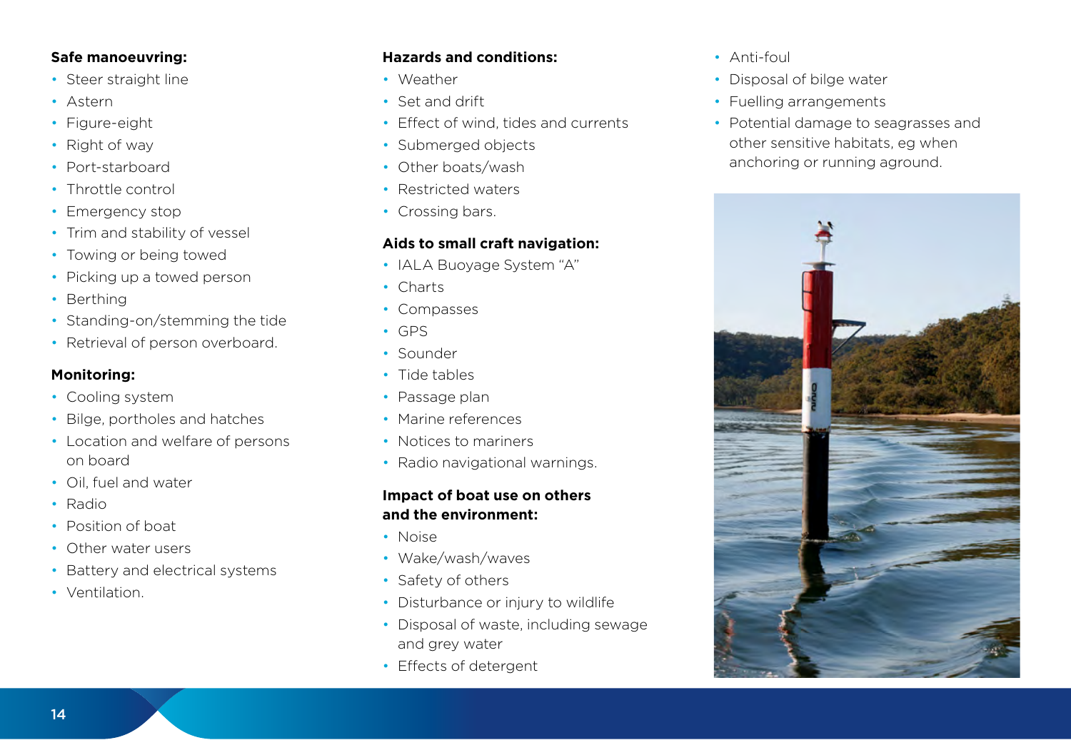**Safe manoeuvring:**

- Steer straight line
- Astern
- Figure-eight
- Right of way
- Port-starboard
- Throttle control
- Emergency stop
- Trim and stability of vessel
- Towing or being towed
- Picking up a towed person
- Berthing
- Standing-on/stemming the tide
- Retrieval of person overboard.

**Monitoring:**

- Cooling system
- Bilge, portholes and hatches
- Location and welfare of persons on board
- Oil, fuel and water
- Radio
- Position of boat
- Other water users
- Battery and electrical systems
- Ventilation.

**Hazards and conditions:**

- Weather
- Set and drift
- Effect of wind, tides and currents
- Submerged objects
- Other boats/wash
- Restricted waters
- Crossing bars.

**Aids to small craft navigation:**

- IALA Buoyage System "A"
- Charts
- Compasses
- GPS
- Sounder
- Tide tables
- Passage plan
- Marine references
- Notices to mariners
- Radio navigational warnings.

**Impact of boat use on others and the environment:**

- Noise
- Wake/wash/waves
- Safety of others
- Disturbance or injury to wildlife
- Disposal of waste, including sewage and grey water
- Effects of detergent
- Anti-foul
- Disposal of bilge water
- Fuelling arrangements
- Potential damage to seagrasses and other sensitive habitats, eg when anchoring or running aground.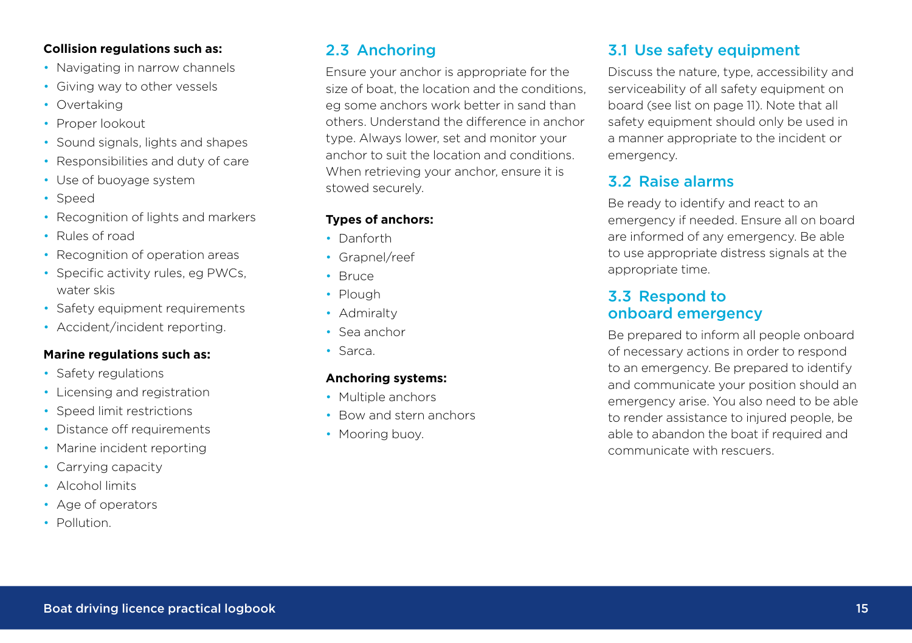**Collision regulations such as:**

- Navigating in narrow channels
- Giving way to other vessels
- Overtaking
- Proper lookout
- Sound signals, lights and shapes
- Responsibilities and duty of care
- Use of buoyage system
- Speed
- Recognition of lights and markers
- Rules of road
- Recognition of operation areas
- Specific activity rules, eg PWCs, water skis
- Safety equipment requirements
- Accident/incident reporting.

**Marine regulations such as:**

- Safety regulations
- Licensing and registration
- Speed limit restrictions
- Distance off requirements
- Marine incident reporting
- Carrying capacity
- Alcohol limits
- Age of operators
- Pollution.

## 2.3 Anchoring

Ensure your anchor is appropriate for the size of boat, the location and the conditions, eg some anchors work better in sand than others. Understand the difference in anchor type. Always lower, set and monitor your anchor to suit the location and conditions. When retrieving your anchor, ensure it is stowed securely.

**Types of anchors:**

- Danforth
- Grapnel/reef
- Bruce
- Plough
- Admiralty
- Sea anchor
- Sarca.

**Anchoring systems:**

- Multiple anchors
- Bow and stern anchors
- Mooring buoy.

## 3.1 Use safety equipment

Discuss the nature, type, accessibility and serviceability of all safety equipment on board (see list on page 11). Note that all safety equipment should only be used in a manner appropriate to the incident or emergency.

## 3.2 Raise alarms

Be ready to identify and react to an emergency if needed. Ensure all on board are informed of any emergency. Be able to use appropriate distress signals at the appropriate time.

## 3.3 Respond to onboard emergency

Be prepared to inform all people onboard of necessary actions in order to respond to an emergency. Be prepared to identify and communicate your position should an emergency arise. You also need to be able to render assistance to injured people, be able to abandon the boat if required and communicate with rescuers.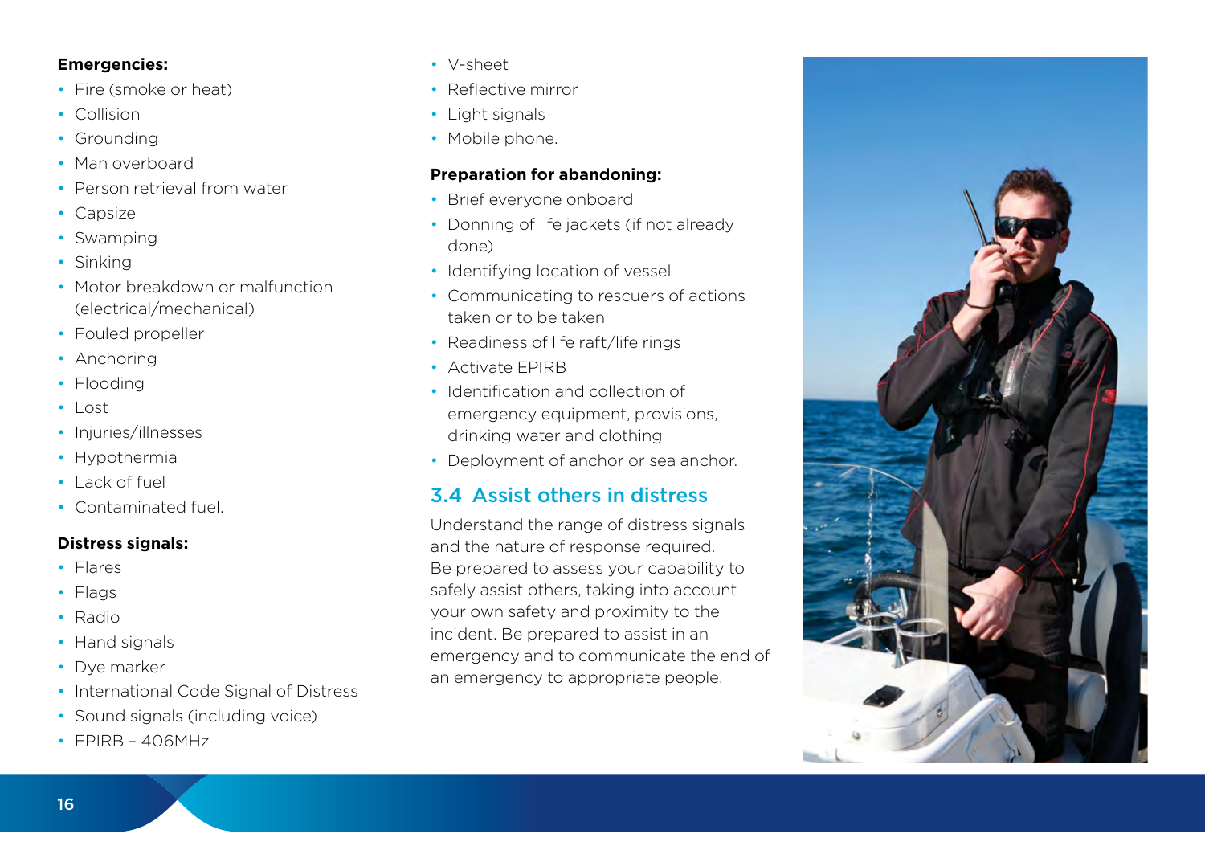**Emergencies:**

- Fire (smoke or heat)
- Collision
- Grounding
- Man overboard
- Person retrieval from water
- Capsize
- Swamping
- Sinking
- Motor breakdown or malfunction (electrical/mechanical)
- Fouled propeller
- Anchoring
- Flooding
- Lost
- Injuries/illnesses
- Hypothermia
- Lack of fuel
- Contaminated fuel.

**Distress signals:**

- Flares
- Flags
- Radio
- Hand signals
- Dye marker
- International Code Signal of Distress
- Sound signals (including voice)
- EPIRB – 406MHz
- V-sheet
- Reflective mirror
- Light signals
- Mobile phone.

**Preparation for abandoning:**

- Brief everyone onboard
- Donning of life jackets (if not already done)
- Identifying location of vessel
- Communicating to rescuers of actions taken or to be taken
- Readiness of life raft/life rings
- Activate EPIRB
- Identification and collection of emergency equipment, provisions, drinking water and clothing
- Deployment of anchor or sea anchor.

## 3.4 Assist others in distress

Understand the range of distress signals and the nature of response required. Be prepared to assess your capability to safely assist others, taking into account your own safety and proximity to the incident. Be prepared to assist in an emergency and to communicate the end of an emergency to appropriate people.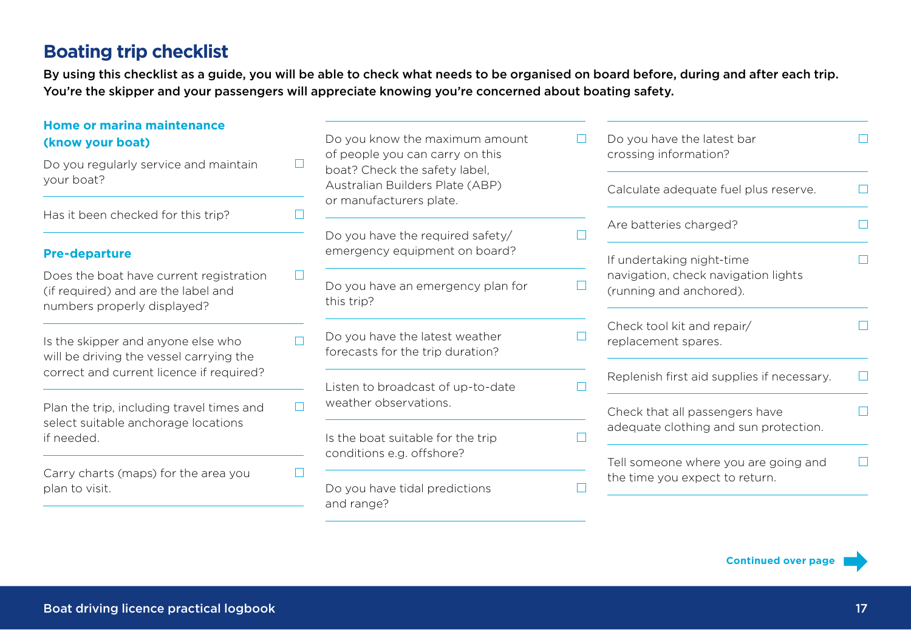## Boating trip checklist

**By using this checklist as a guide, you will be able to check what needs to be organised on board before, during and after each trip. You're the skipper and your passengers will appreciate knowing you're concerned about boating safety.**

### Home or marina maintenance (know your boat)

- ☐ Do you regularly service and maintain your boat?
- ☐ Has it been checked for this trip?

### Pre-departure

- ☐ Does the boat have current registration (if required) and are the label and numbers properly displayed?
- ☐ Is the skipper and anyone else who will be driving the vessel carrying the correct and current licence if required?
- ☐ Plan the trip, including travel times and select suitable anchorage locations if needed.
- ☐ Carry charts (maps) for the area you plan to visit.
- ☐ Do you know the maximum amount of people you can carry on this boat? Check the safety label, Australian Builders Plate (ABP) or manufacturers plate.
- ☐ Do you have the required safety/emergency equipment on board?
- ☐ Do you have an emergency plan for this trip?
- ☐ Do you have the latest weather forecasts for the trip duration?
- ☐ Listen to broadcast of up-to-date weather observations.
- ☐ Is the boat suitable for the trip conditions e.g. offshore?
- ☐ Do you have tidal predictions and range?
- ☐ Do you have the latest bar crossing information?
- ☐ Calculate adequate fuel plus reserve.
- ☐ Are batteries charged?
- ☐ If undertaking night-time navigation, check navigation lights (running and anchored).
- ☐ Check tool kit and repair/replacement spares.
- ☐ Replenish first aid supplies if necessary.
- ☐ Check that all passengers have adequate clothing and sun protection.
- ☐ Tell someone where you are going and the time you expect to return.

**Continued over page**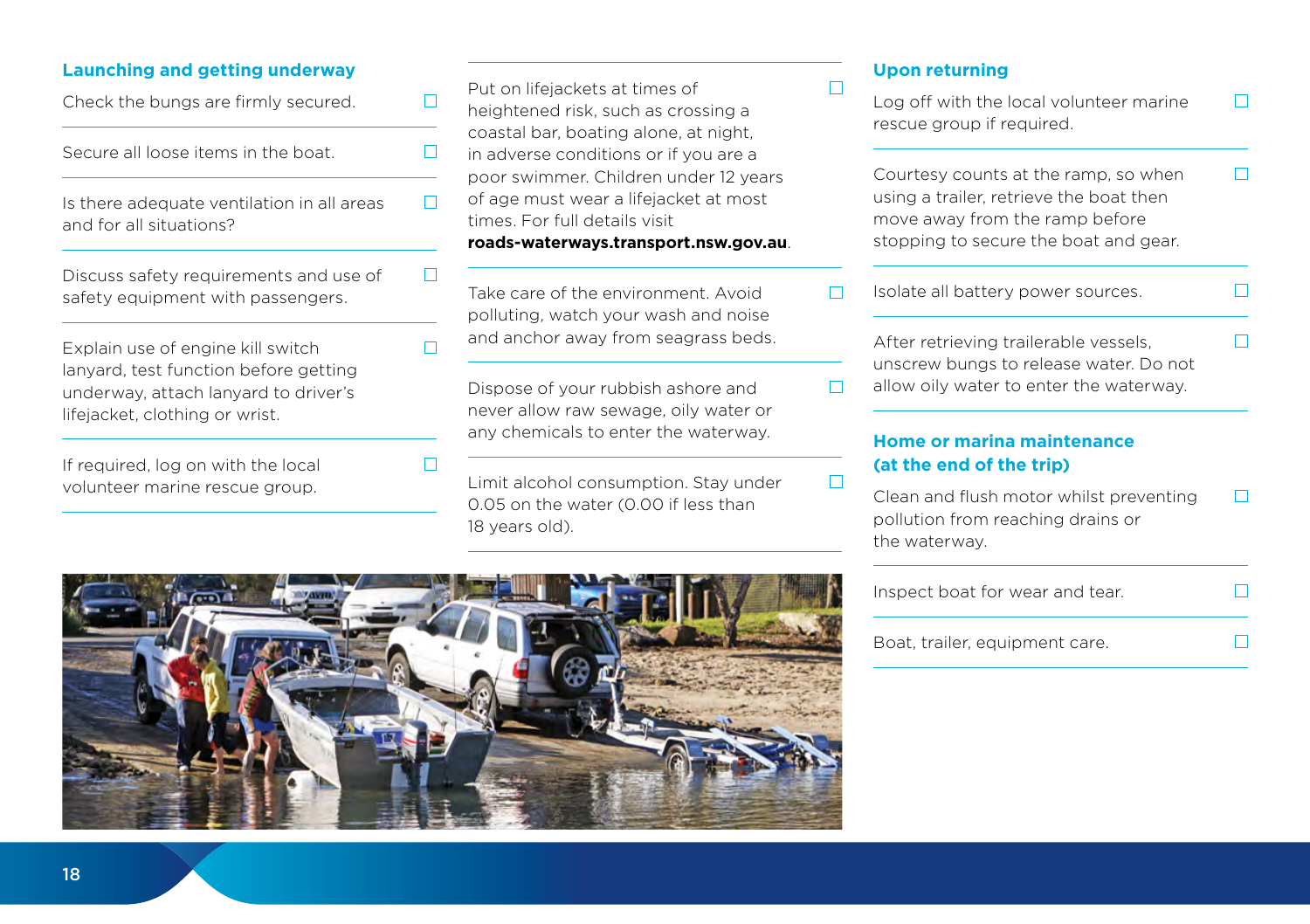## Launching and getting underway

- ☐ Check the bungs are firmly secured.
- ☐ Secure all loose items in the boat.
- ☐ Is there adequate ventilation in all areas and for all situations?
- ☐ Discuss safety requirements and use of safety equipment with passengers.
- ☐ Explain use of engine kill switch lanyard, test function before getting underway, attach lanyard to driver's lifejacket, clothing or wrist.
- ☐ If required, log on with the local volunteer marine rescue group.
- ☐ Put on lifejackets at times of heightened risk, such as crossing a coastal bar, boating alone, at night, in adverse conditions or if you are a poor swimmer. Children under 12 years of age must wear a lifejacket at most times. For full details visit **roads-waterways.transport.nsw.gov.au**.
- ☐ Take care of the environment. Avoid polluting, watch your wash and noise and anchor away from seagrass beds.
- ☐ Dispose of your rubbish ashore and never allow raw sewage, oily water or any chemicals to enter the waterway.
- ☐ Limit alcohol consumption. Stay under 0.05 on the water (0.00 if less than 18 years old).

## Upon returning

- ☐ Log off with the local volunteer marine rescue group if required.
- ☐ Courtesy counts at the ramp, so when using a trailer, retrieve the boat then move away from the ramp before stopping to secure the boat and gear.
- ☐ Isolate all battery power sources.
- ☐ After retrieving trailerable vessels, unscrew bungs to release water. Do not allow oily water to enter the waterway.

## Home or marina maintenance (at the end of the trip)

- ☐ Clean and flush motor whilst preventing pollution from reaching drains or the waterway.
- ☐ Inspect boat for wear and tear.
- ☐ Boat, trailer, equipment care.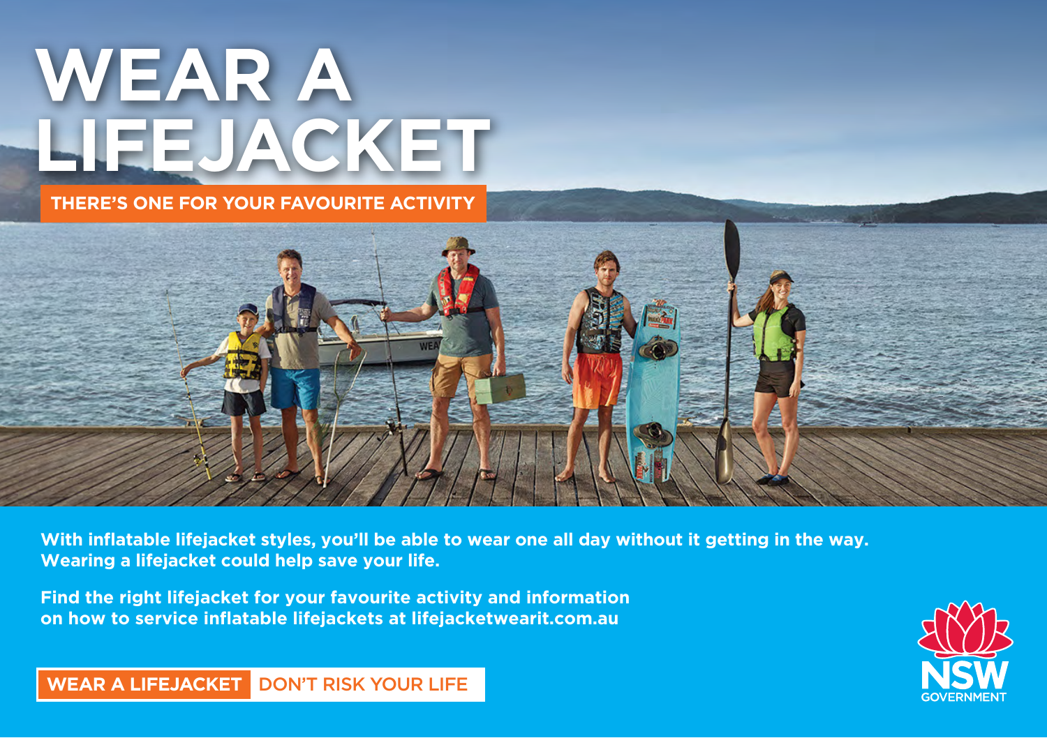# WEAR A LIFEJACKET

**THERE'S ONE FOR YOUR FAVOURITE ACTIVITY**

**With inflatable lifejacket styles, you'll be able to wear one all day without it getting in the way. Wearing a lifejacket could help save your life.**

**Find the right lifejacket for your favourite activity and information on how to service inflatable lifejackets at lifejacketwearit.com.au**

**WEAR A LIFEJACKET** DON'T RISK YOUR LIFE

NSW GOVERNMENT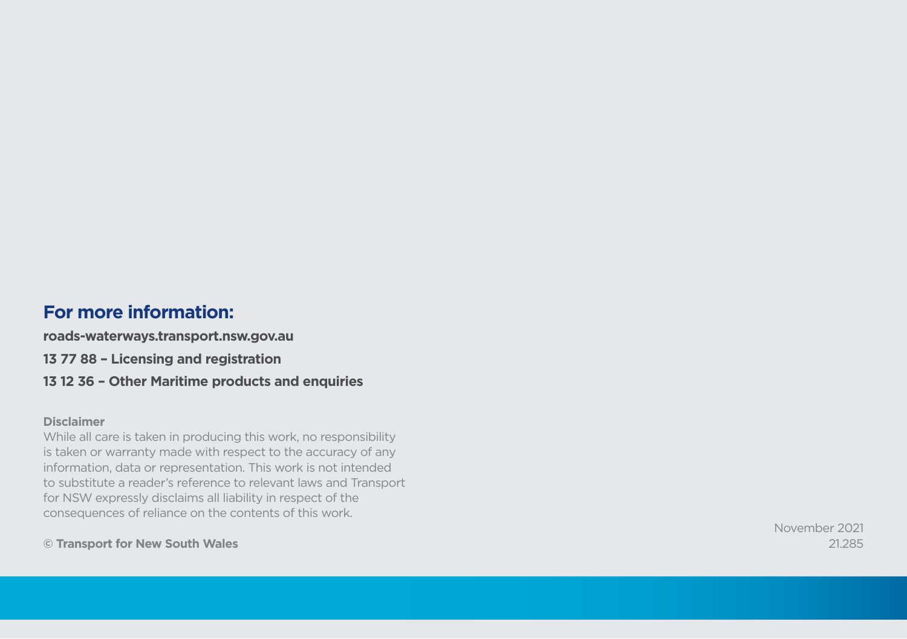## For more information:

**roads-waterways.transport.nsw.gov.au**

**13 77 88 – Licensing and registration**

**13 12 36 – Other Maritime products and enquiries**

**Disclaimer**

While all care is taken in producing this work, no responsibility is taken or warranty made with respect to the accuracy of any information, data or representation. This work is not intended to substitute a reader's reference to relevant laws and Transport for NSW expressly disclaims all liability in respect of the consequences of reliance on the contents of this work.

**© Transport for New South Wales**

November 2021
21.285